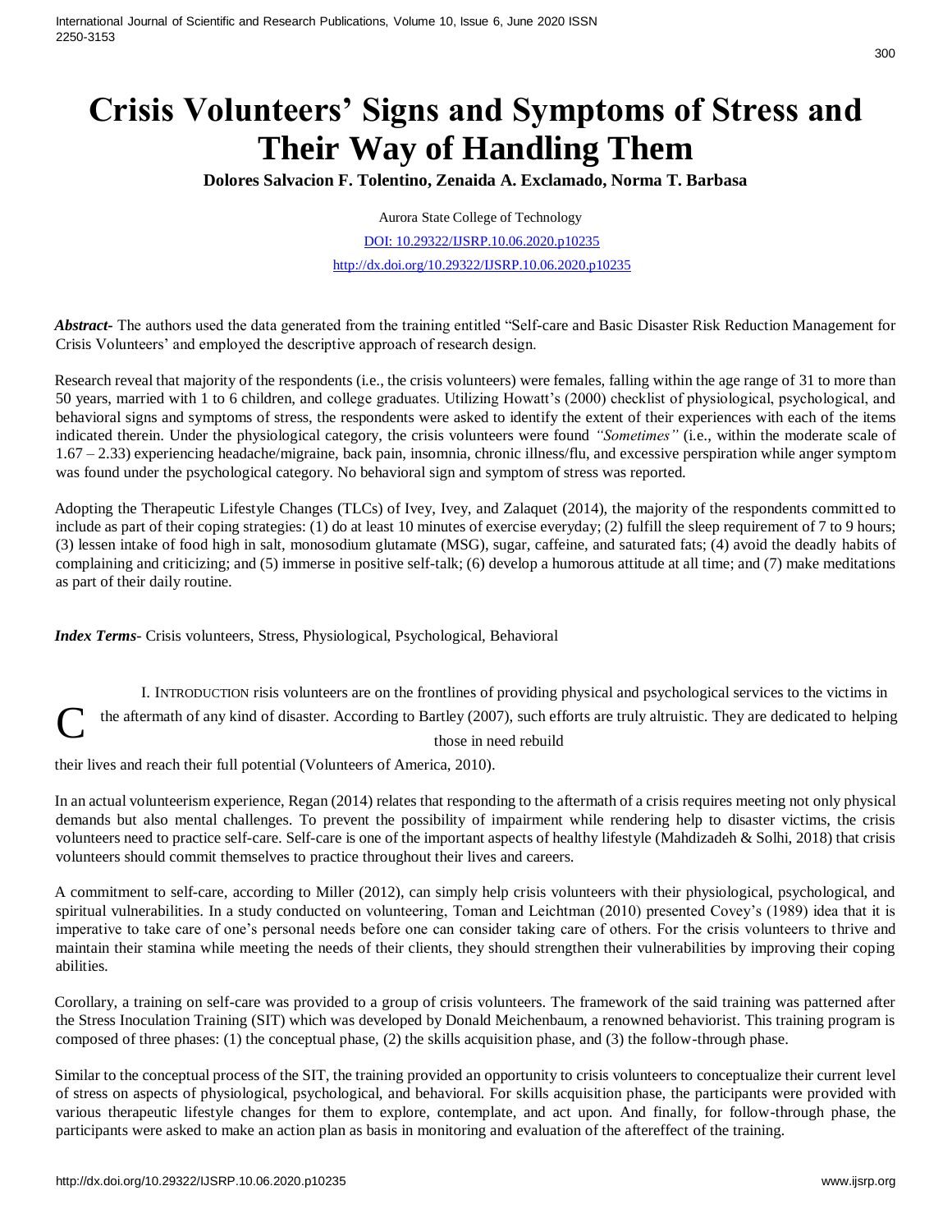# Crisis Volunteers' Signs and Symptoms of Stress and Their Way of Handling Them

**Dolores Salvacion F. Tolentino, Zenaida A. Exclamado, Norma T. Barbasa**

Aurora State College of Technology

DOI: 10.29322/IJSRP.10.06.2020.p10235

http://dx.doi.org/10.29322/IJSRP.10.06.2020.p10235

***Abstract-*** The authors used the data generated from the training entitled "Self-care and Basic Disaster Risk Reduction Management for Crisis Volunteers' and employed the descriptive approach of research design.

Research reveal that majority of the respondents (i.e., the crisis volunteers) were females, falling within the age range of 31 to more than 50 years, married with 1 to 6 children, and college graduates. Utilizing Howatt's (2000) checklist of physiological, psychological, and behavioral signs and symptoms of stress, the respondents were asked to identify the extent of their experiences with each of the items indicated therein. Under the physiological category, the crisis volunteers were found *"Sometimes"* (i.e., within the moderate scale of 1.67 – 2.33) experiencing headache/migraine, back pain, insomnia, chronic illness/flu, and excessive perspiration while anger symptom was found under the psychological category. No behavioral sign and symptom of stress was reported.

Adopting the Therapeutic Lifestyle Changes (TLCs) of Ivey, Ivey, and Zalaquet (2014), the majority of the respondents committed to include as part of their coping strategies: (1) do at least 10 minutes of exercise everyday; (2) fulfill the sleep requirement of 7 to 9 hours; (3) lessen intake of food high in salt, monosodium glutamate (MSG), sugar, caffeine, and saturated fats; (4) avoid the deadly habits of complaining and criticizing; and (5) immerse in positive self-talk; (6) develop a humorous attitude at all time; and (7) make meditations as part of their daily routine.

***Index Terms-*** Crisis volunteers, Stress, Physiological, Psychological, Behavioral

## I. Introduction

Crisis volunteers are on the frontlines of providing physical and psychological services to the victims in the aftermath of any kind of disaster. According to Bartley (2007), such efforts are truly altruistic. They are dedicated to helping those in need rebuild their lives and reach their full potential (Volunteers of America, 2010).

In an actual volunteerism experience, Regan (2014) relates that responding to the aftermath of a crisis requires meeting not only physical demands but also mental challenges. To prevent the possibility of impairment while rendering help to disaster victims, the crisis volunteers need to practice self-care. Self-care is one of the important aspects of healthy lifestyle (Mahdizadeh & Solhi, 2018) that crisis volunteers should commit themselves to practice throughout their lives and careers.

A commitment to self-care, according to Miller (2012), can simply help crisis volunteers with their physiological, psychological, and spiritual vulnerabilities. In a study conducted on volunteering, Toman and Leichtman (2010) presented Covey's (1989) idea that it is imperative to take care of one's personal needs before one can consider taking care of others. For the crisis volunteers to thrive and maintain their stamina while meeting the needs of their clients, they should strengthen their vulnerabilities by improving their coping abilities.

Corollary, a training on self-care was provided to a group of crisis volunteers. The framework of the said training was patterned after the Stress Inoculation Training (SIT) which was developed by Donald Meichenbaum, a renowned behaviorist. This training program is composed of three phases: (1) the conceptual phase, (2) the skills acquisition phase, and (3) the follow-through phase.

Similar to the conceptual process of the SIT, the training provided an opportunity to crisis volunteers to conceptualize their current level of stress on aspects of physiological, psychological, and behavioral. For skills acquisition phase, the participants were provided with various therapeutic lifestyle changes for them to explore, contemplate, and act upon. And finally, for follow-through phase, the participants were asked to make an action plan as basis in monitoring and evaluation of the aftereffect of the training.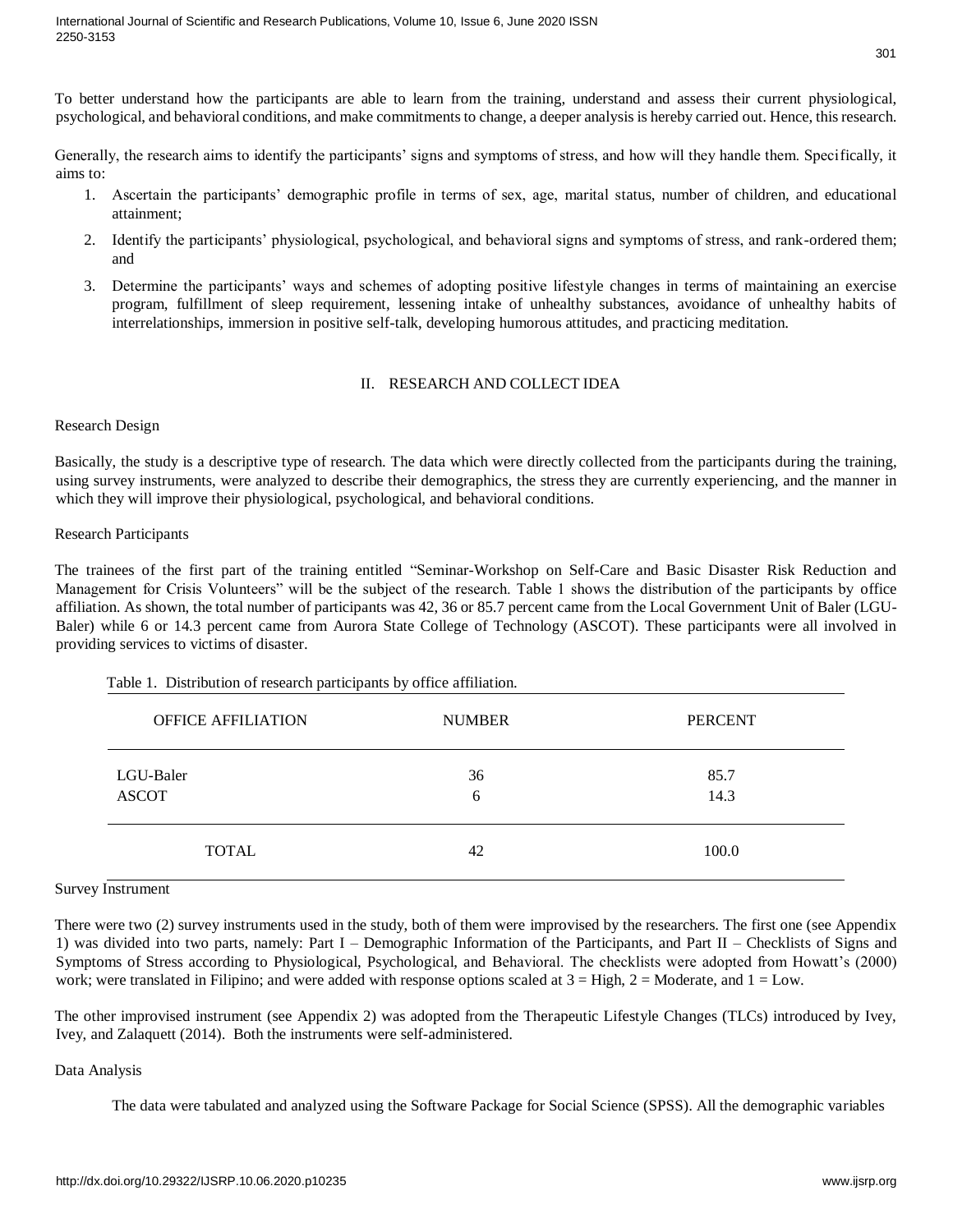To better understand how the participants are able to learn from the training, understand and assess their current physiological, psychological, and behavioral conditions, and make commitments to change, a deeper analysis is hereby carried out. Hence, this research.

Generally, the research aims to identify the participants' signs and symptoms of stress, and how will they handle them. Specifically, it aims to:

1. Ascertain the participants' demographic profile in terms of sex, age, marital status, number of children, and educational attainment;
2. Identify the participants' physiological, psychological, and behavioral signs and symptoms of stress, and rank-ordered them; and
3. Determine the participants' ways and schemes of adopting positive lifestyle changes in terms of maintaining an exercise program, fulfillment of sleep requirement, lessening intake of unhealthy substances, avoidance of unhealthy habits of interrelationships, immersion in positive self-talk, developing humorous attitudes, and practicing meditation.

## II. RESEARCH AND COLLECT IDEA

### Research Design

Basically, the study is a descriptive type of research. The data which were directly collected from the participants during the training, using survey instruments, were analyzed to describe their demographics, the stress they are currently experiencing, and the manner in which they will improve their physiological, psychological, and behavioral conditions.

### Research Participants

The trainees of the first part of the training entitled "Seminar-Workshop on Self-Care and Basic Disaster Risk Reduction and Management for Crisis Volunteers" will be the subject of the research. Table 1 shows the distribution of the participants by office affiliation. As shown, the total number of participants was 42, 36 or 85.7 percent came from the Local Government Unit of Baler (LGU-Baler) while 6 or 14.3 percent came from Aurora State College of Technology (ASCOT). These participants were all involved in providing services to victims of disaster.

Table 1. Distribution of research participants by office affiliation.

| OFFICE AFFILIATION | NUMBER | PERCENT |
|---|---|---|
| LGU-Baler | 36 | 85.7 |
| ASCOT | 6 | 14.3 |
| TOTAL | 42 | 100.0 |

### Survey Instrument

There were two (2) survey instruments used in the study, both of them were improvised by the researchers. The first one (see Appendix 1) was divided into two parts, namely: Part I – Demographic Information of the Participants, and Part II – Checklists of Signs and Symptoms of Stress according to Physiological, Psychological, and Behavioral. The checklists were adopted from Howatt's (2000) work; were translated in Filipino; and were added with response options scaled at 3 = High, 2 = Moderate, and 1 = Low.

The other improvised instrument (see Appendix 2) was adopted from the Therapeutic Lifestyle Changes (TLCs) introduced by Ivey, Ivey, and Zalaquett (2014). Both the instruments were self-administered.

### Data Analysis

The data were tabulated and analyzed using the Software Package for Social Science (SPSS). All the demographic variables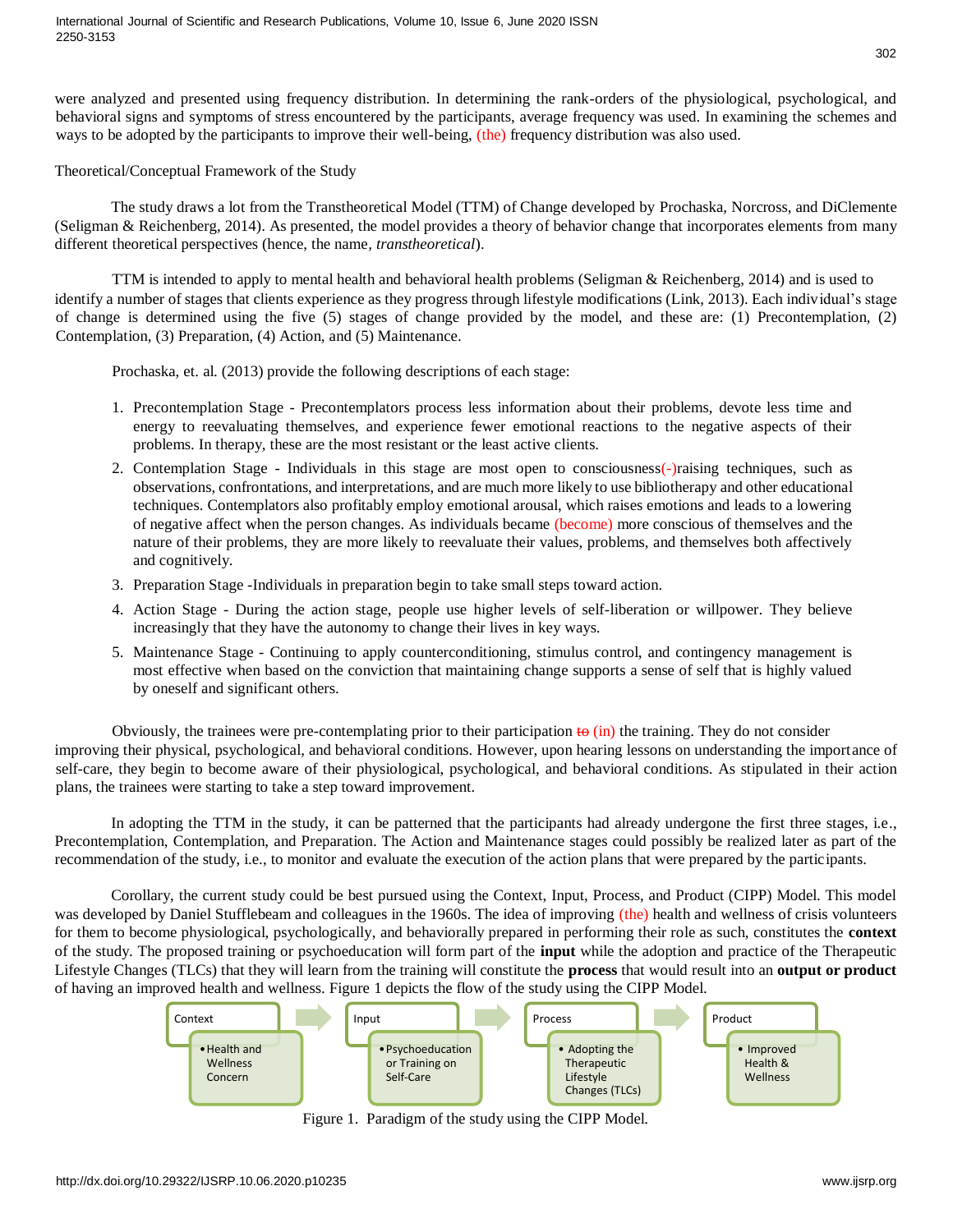were analyzed and presented using frequency distribution. In determining the rank-orders of the physiological, psychological, and behavioral signs and symptoms of stress encountered by the participants, average frequency was used. In examining the schemes and ways to be adopted by the participants to improve their well-being, (the) frequency distribution was also used.

Theoretical/Conceptual Framework of the Study

The study draws a lot from the Transtheoretical Model (TTM) of Change developed by Prochaska, Norcross, and DiClemente (Seligman & Reichenberg, 2014). As presented, the model provides a theory of behavior change that incorporates elements from many different theoretical perspectives (hence, the name, *transtheoretical*).

TTM is intended to apply to mental health and behavioral health problems (Seligman & Reichenberg, 2014) and is used to identify a number of stages that clients experience as they progress through lifestyle modifications (Link, 2013). Each individual's stage of change is determined using the five (5) stages of change provided by the model, and these are: (1) Precontemplation, (2) Contemplation, (3) Preparation, (4) Action, and (5) Maintenance.

Prochaska, et. al. (2013) provide the following descriptions of each stage:

1. Precontemplation Stage - Precontemplators process less information about their problems, devote less time and energy to reevaluating themselves, and experience fewer emotional reactions to the negative aspects of their problems. In therapy, these are the most resistant or the least active clients.
2. Contemplation Stage - Individuals in this stage are most open to consciousness(-)raising techniques, such as observations, confrontations, and interpretations, and are much more likely to use bibliotherapy and other educational techniques. Contemplators also profitably employ emotional arousal, which raises emotions and leads to a lowering of negative affect when the person changes. As individuals became (become) more conscious of themselves and the nature of their problems, they are more likely to reevaluate their values, problems, and themselves both affectively and cognitively.
3. Preparation Stage -Individuals in preparation begin to take small steps toward action.
4. Action Stage - During the action stage, people use higher levels of self-liberation or willpower. They believe increasingly that they have the autonomy to change their lives in key ways.
5. Maintenance Stage - Continuing to apply counterconditioning, stimulus control, and contingency management is most effective when based on the conviction that maintaining change supports a sense of self that is highly valued by oneself and significant others.

Obviously, the trainees were pre-contemplating prior to their participation ~~to~~ (in) the training. They do not consider improving their physical, psychological, and behavioral conditions. However, upon hearing lessons on understanding the importance of self-care, they begin to become aware of their physiological, psychological, and behavioral conditions. As stipulated in their action plans, the trainees were starting to take a step toward improvement.

In adopting the TTM in the study, it can be patterned that the participants had already undergone the first three stages, i.e., Precontemplation, Contemplation, and Preparation. The Action and Maintenance stages could possibly be realized later as part of the recommendation of the study, i.e., to monitor and evaluate the execution of the action plans that were prepared by the participants.

Corollary, the current study could be best pursued using the Context, Input, Process, and Product (CIPP) Model. This model was developed by Daniel Stufflebeam and colleagues in the 1960s. The idea of improving (the) health and wellness of crisis volunteers for them to become physiological, psychologically, and behaviorally prepared in performing their role as such, constitutes the **context** of the study. The proposed training or psychoeducation will form part of the **input** while the adoption and practice of the Therapeutic Lifestyle Changes (TLCs) that they will learn from the training will constitute the **process** that would result into an **output or product** of having an improved health and wellness. Figure 1 depicts the flow of the study using the CIPP Model.

| Context | Input | Process | Product |
|---|---|---|---|
| • Health and Wellness Concern | • Psychoeducation or Training on Self-Care | • Adopting the Therapeutic Lifestyle Changes (TLCs) | • Improved Health & Wellness |

Figure 1. Paradigm of the study using the CIPP Model.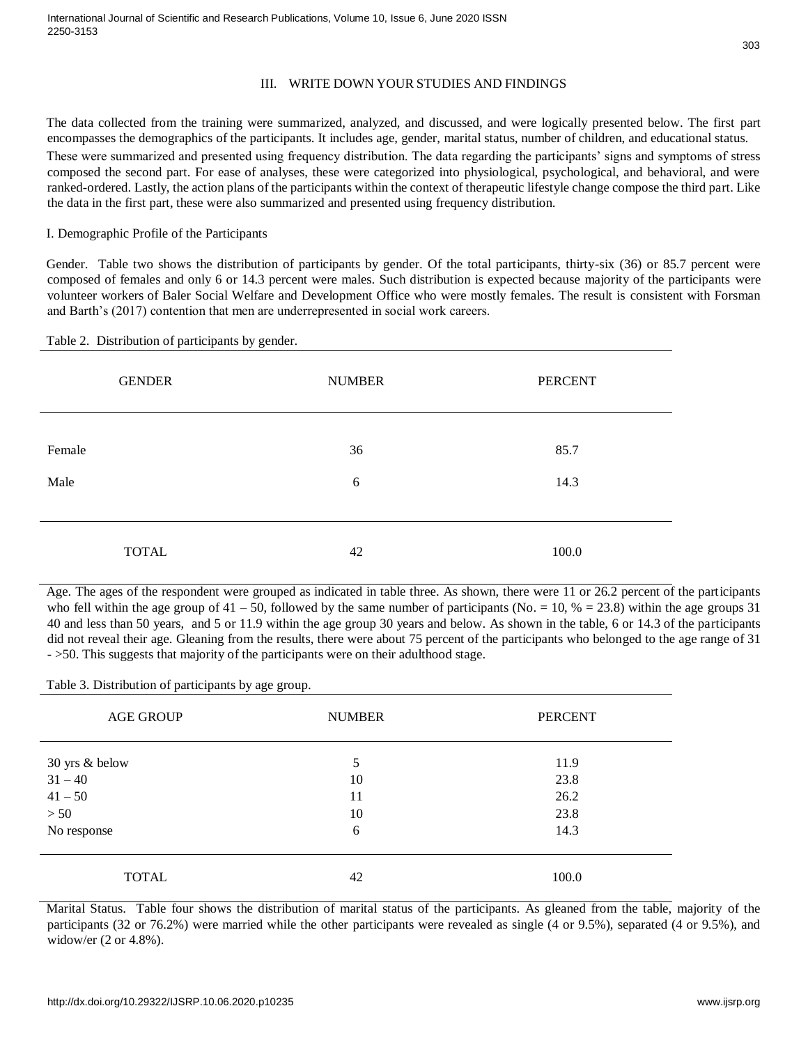## III. WRITE DOWN YOUR STUDIES AND FINDINGS

The data collected from the training were summarized, analyzed, and discussed, and were logically presented below. The first part encompasses the demographics of the participants. It includes age, gender, marital status, number of children, and educational status. These were summarized and presented using frequency distribution. The data regarding the participants' signs and symptoms of stress composed the second part. For ease of analyses, these were categorized into physiological, psychological, and behavioral, and were ranked-ordered. Lastly, the action plans of the participants within the context of therapeutic lifestyle change compose the third part. Like the data in the first part, these were also summarized and presented using frequency distribution.

### I. Demographic Profile of the Participants

Gender. Table two shows the distribution of participants by gender. Of the total participants, thirty-six (36) or 85.7 percent were composed of females and only 6 or 14.3 percent were males. Such distribution is expected because majority of the participants were volunteer workers of Baler Social Welfare and Development Office who were mostly females. The result is consistent with Forsman and Barth's (2017) contention that men are underrepresented in social work careers.

Table 2. Distribution of participants by gender.

| GENDER | NUMBER | PERCENT |
|---|---|---|
| Female | 36 | 85.7 |
| Male | 6 | 14.3 |
| TOTAL | 42 | 100.0 |

Age. The ages of the respondent were grouped as indicated in table three. As shown, there were 11 or 26.2 percent of the participants who fell within the age group of 41 – 50, followed by the same number of participants (No. = 10, % = 23.8) within the age groups 31 40 and less than 50 years, and 5 or 11.9 within the age group 30 years and below. As shown in the table, 6 or 14.3 of the participants did not reveal their age. Gleaning from the results, there were about 75 percent of the participants who belonged to the age range of 31 - >50. This suggests that majority of the participants were on their adulthood stage.

Table 3. Distribution of participants by age group.

| AGE GROUP | NUMBER | PERCENT |
|---|---|---|
| 30 yrs & below | 5 | 11.9 |
| 31 – 40 | 10 | 23.8 |
| 41 – 50 | 11 | 26.2 |
| > 50 | 10 | 23.8 |
| No response | 6 | 14.3 |
| TOTAL | 42 | 100.0 |

Marital Status. Table four shows the distribution of marital status of the participants. As gleaned from the table, majority of the participants (32 or 76.2%) were married while the other participants were revealed as single (4 or 9.5%), separated (4 or 9.5%), and widow/er (2 or 4.8%).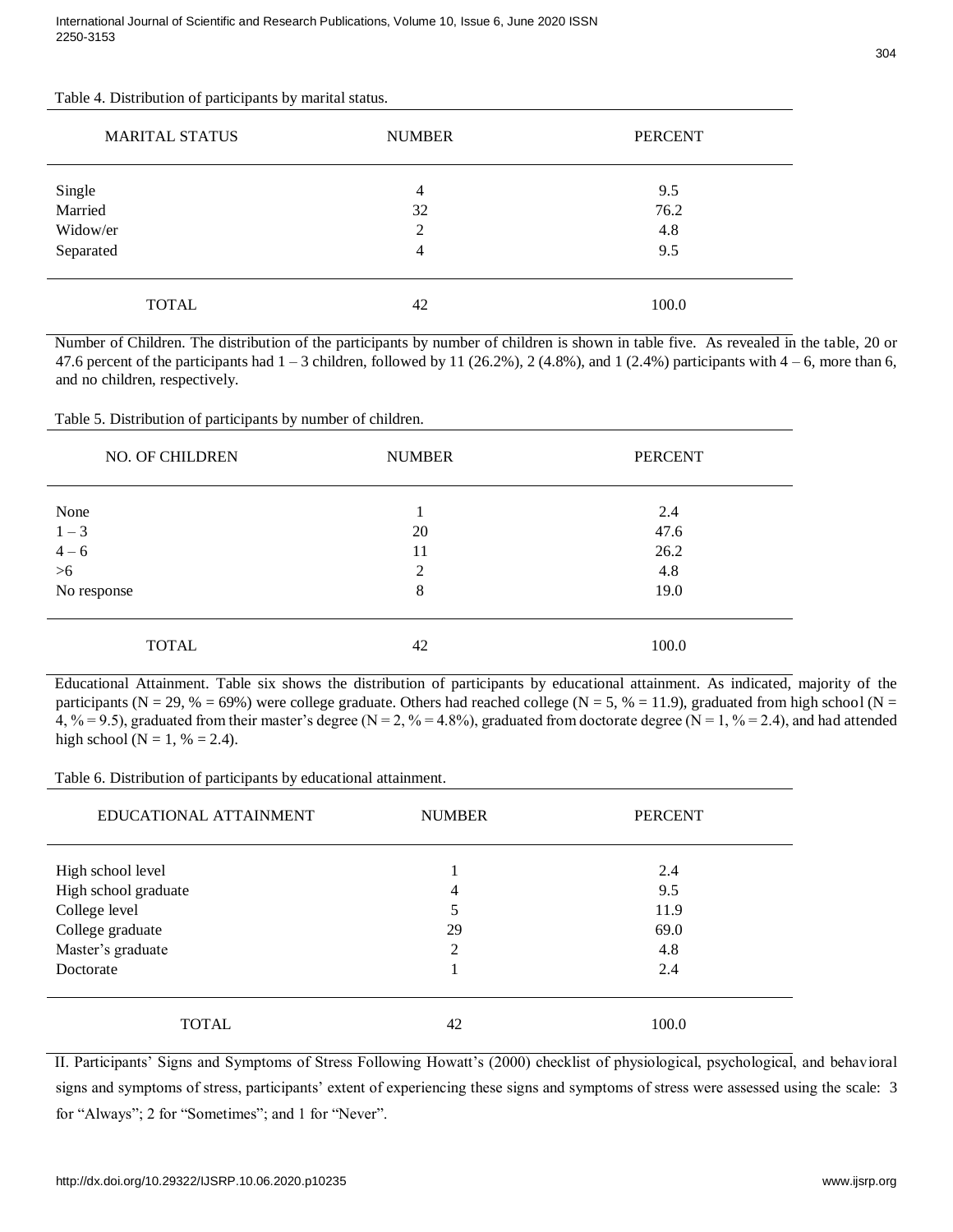Table 4. Distribution of participants by marital status.

| MARITAL STATUS | NUMBER | PERCENT |
|---|---|---|
| Single | 4 | 9.5 |
| Married | 32 | 76.2 |
| Widow/er | 2 | 4.8 |
| Separated | 4 | 9.5 |
| TOTAL | 42 | 100.0 |

Number of Children. The distribution of the participants by number of children is shown in table five. As revealed in the table, 20 or 47.6 percent of the participants had 1 – 3 children, followed by 11 (26.2%), 2 (4.8%), and 1 (2.4%) participants with 4 – 6, more than 6, and no children, respectively.

Table 5. Distribution of participants by number of children.

| NO. OF CHILDREN | NUMBER | PERCENT |
|---|---|---|
| None | 1 | 2.4 |
| 1 – 3 | 20 | 47.6 |
| 4 – 6 | 11 | 26.2 |
| >6 | 2 | 4.8 |
| No response | 8 | 19.0 |
| TOTAL | 42 | 100.0 |

Educational Attainment. Table six shows the distribution of participants by educational attainment. As indicated, majority of the participants (N = 29, % = 69%) were college graduate. Others had reached college (N = 5, % = 11.9), graduated from high school (N = 4, % = 9.5), graduated from their master's degree (N = 2, % = 4.8%), graduated from doctorate degree (N = 1, % = 2.4), and had attended high school (N = 1, % = 2.4).

Table 6. Distribution of participants by educational attainment.

| EDUCATIONAL ATTAINMENT | NUMBER | PERCENT |
|---|---|---|
| High school level | 1 | 2.4 |
| High school graduate | 4 | 9.5 |
| College level | 5 | 11.9 |
| College graduate | 29 | 69.0 |
| Master's graduate | 2 | 4.8 |
| Doctorate | 1 | 2.4 |
| TOTAL | 42 | 100.0 |

II. Participants' Signs and Symptoms of Stress Following Howatt's (2000) checklist of physiological, psychological, and behavioral signs and symptoms of stress, participants' extent of experiencing these signs and symptoms of stress were assessed using the scale: 3 for "Always"; 2 for "Sometimes"; and 1 for "Never".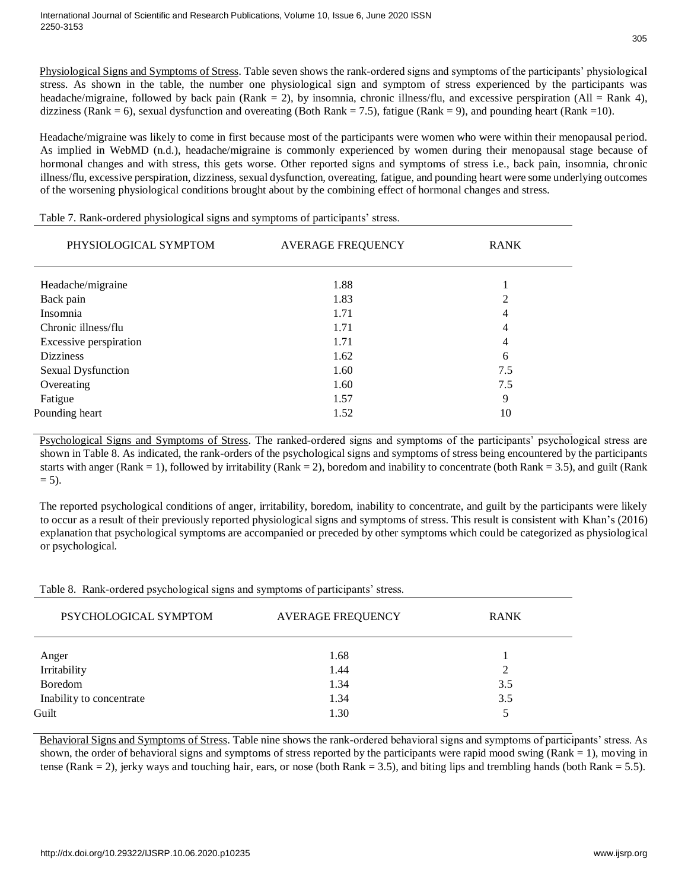Physiological Signs and Symptoms of Stress. Table seven shows the rank-ordered signs and symptoms of the participants' physiological stress. As shown in the table, the number one physiological sign and symptom of stress experienced by the participants was headache/migraine, followed by back pain (Rank = 2), by insomnia, chronic illness/flu, and excessive perspiration (All = Rank 4), dizziness (Rank = 6), sexual dysfunction and overeating (Both Rank = 7.5), fatigue (Rank = 9), and pounding heart (Rank =10).

Headache/migraine was likely to come in first because most of the participants were women who were within their menopausal period. As implied in WebMD (n.d.), headache/migraine is commonly experienced by women during their menopausal stage because of hormonal changes and with stress, this gets worse. Other reported signs and symptoms of stress i.e., back pain, insomnia, chronic illness/flu, excessive perspiration, dizziness, sexual dysfunction, overeating, fatigue, and pounding heart were some underlying outcomes of the worsening physiological conditions brought about by the combining effect of hormonal changes and stress.

Table 7. Rank-ordered physiological signs and symptoms of participants' stress.

| PHYSIOLOGICAL SYMPTOM | AVERAGE FREQUENCY | RANK |
|---|---|---|
| Headache/migraine | 1.88 | 1 |
| Back pain | 1.83 | 2 |
| Insomnia | 1.71 | 4 |
| Chronic illness/flu | 1.71 | 4 |
| Excessive perspiration | 1.71 | 4 |
| Dizziness | 1.62 | 6 |
| Sexual Dysfunction | 1.60 | 7.5 |
| Overeating | 1.60 | 7.5 |
| Fatigue | 1.57 | 9 |
| Pounding heart | 1.52 | 10 |

Psychological Signs and Symptoms of Stress. The ranked-ordered signs and symptoms of the participants' psychological stress are shown in Table 8. As indicated, the rank-orders of the psychological signs and symptoms of stress being encountered by the participants starts with anger (Rank = 1), followed by irritability (Rank = 2), boredom and inability to concentrate (both Rank = 3.5), and guilt (Rank = 5).

The reported psychological conditions of anger, irritability, boredom, inability to concentrate, and guilt by the participants were likely to occur as a result of their previously reported physiological signs and symptoms of stress. This result is consistent with Khan's (2016) explanation that psychological symptoms are accompanied or preceded by other symptoms which could be categorized as physiological or psychological.

Table 8. Rank-ordered psychological signs and symptoms of participants' stress.

| PSYCHOLOGICAL SYMPTOM | AVERAGE FREQUENCY | RANK |
|---|---|---|
| Anger | 1.68 | 1 |
| Irritability | 1.44 | 2 |
| Boredom | 1.34 | 3.5 |
| Inability to concentrate | 1.34 | 3.5 |
| Guilt | 1.30 | 5 |

Behavioral Signs and Symptoms of Stress. Table nine shows the rank-ordered behavioral signs and symptoms of participants' stress. As shown, the order of behavioral signs and symptoms of stress reported by the participants were rapid mood swing (Rank = 1), moving in tense (Rank = 2), jerky ways and touching hair, ears, or nose (both Rank = 3.5), and biting lips and trembling hands (both Rank = 5.5).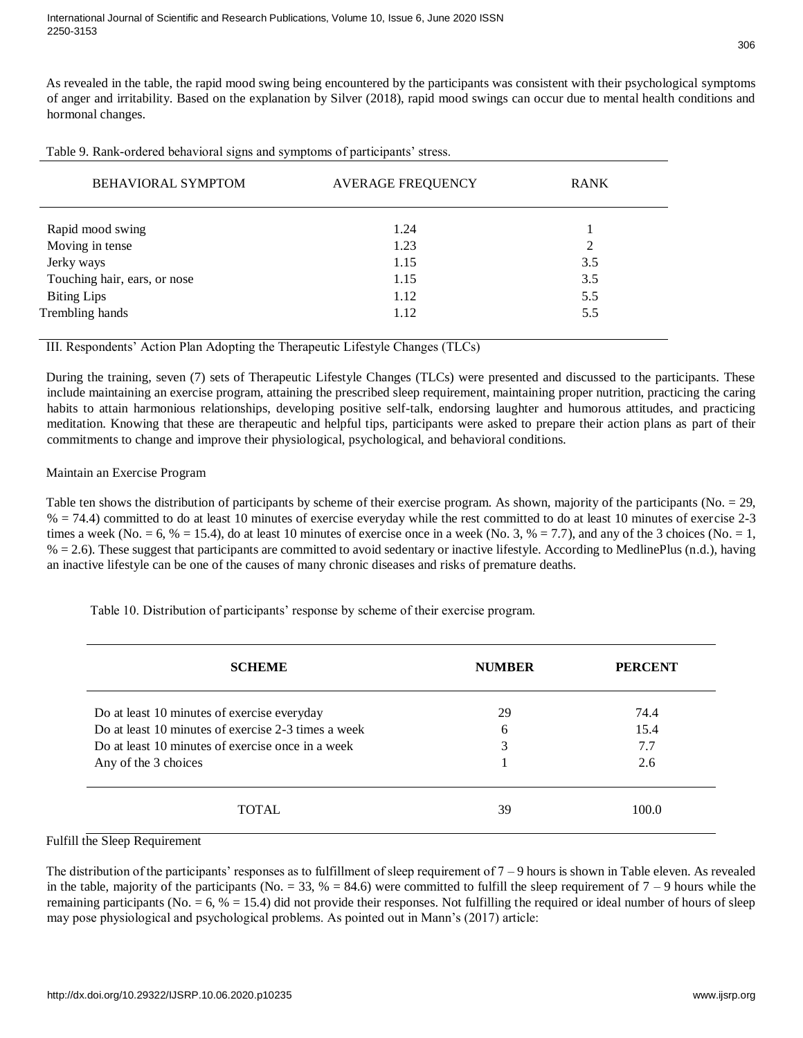As revealed in the table, the rapid mood swing being encountered by the participants was consistent with their psychological symptoms of anger and irritability. Based on the explanation by Silver (2018), rapid mood swings can occur due to mental health conditions and hormonal changes.

Table 9. Rank-ordered behavioral signs and symptoms of participants' stress.

| BEHAVIORAL SYMPTOM | AVERAGE FREQUENCY | RANK |
|---|---|---|
| Rapid mood swing | 1.24 | 1 |
| Moving in tense | 1.23 | 2 |
| Jerky ways | 1.15 | 3.5 |
| Touching hair, ears, or nose | 1.15 | 3.5 |
| Biting Lips | 1.12 | 5.5 |
| Trembling hands | 1.12 | 5.5 |

## III. Respondents' Action Plan Adopting the Therapeutic Lifestyle Changes (TLCs)

During the training, seven (7) sets of Therapeutic Lifestyle Changes (TLCs) were presented and discussed to the participants. These include maintaining an exercise program, attaining the prescribed sleep requirement, maintaining proper nutrition, practicing the caring habits to attain harmonious relationships, developing positive self-talk, endorsing laughter and humorous attitudes, and practicing meditation. Knowing that these are therapeutic and helpful tips, participants were asked to prepare their action plans as part of their commitments to change and improve their physiological, psychological, and behavioral conditions.

### Maintain an Exercise Program

Table ten shows the distribution of participants by scheme of their exercise program. As shown, majority of the participants (No. = 29, % = 74.4) committed to do at least 10 minutes of exercise everyday while the rest committed to do at least 10 minutes of exercise 2-3 times a week (No. = 6, % = 15.4), do at least 10 minutes of exercise once in a week (No. 3, % = 7.7), and any of the 3 choices (No. = 1, % = 2.6). These suggest that participants are committed to avoid sedentary or inactive lifestyle. According to MedlinePlus (n.d.), having an inactive lifestyle can be one of the causes of many chronic diseases and risks of premature deaths.

Table 10. Distribution of participants' response by scheme of their exercise program.

| SCHEME | NUMBER | PERCENT |
|---|---|---|
| Do at least 10 minutes of exercise everyday | 29 | 74.4 |
| Do at least 10 minutes of exercise 2-3 times a week | 6 | 15.4 |
| Do at least 10 minutes of exercise once in a week | 3 | 7.7 |
| Any of the 3 choices | 1 | 2.6 |
| TOTAL | 39 | 100.0 |

### Fulfill the Sleep Requirement

The distribution of the participants' responses as to fulfillment of sleep requirement of 7 – 9 hours is shown in Table eleven. As revealed in the table, majority of the participants (No. = 33, % = 84.6) were committed to fulfill the sleep requirement of 7 – 9 hours while the remaining participants (No. = 6, % = 15.4) did not provide their responses. Not fulfilling the required or ideal number of hours of sleep may pose physiological and psychological problems. As pointed out in Mann's (2017) article: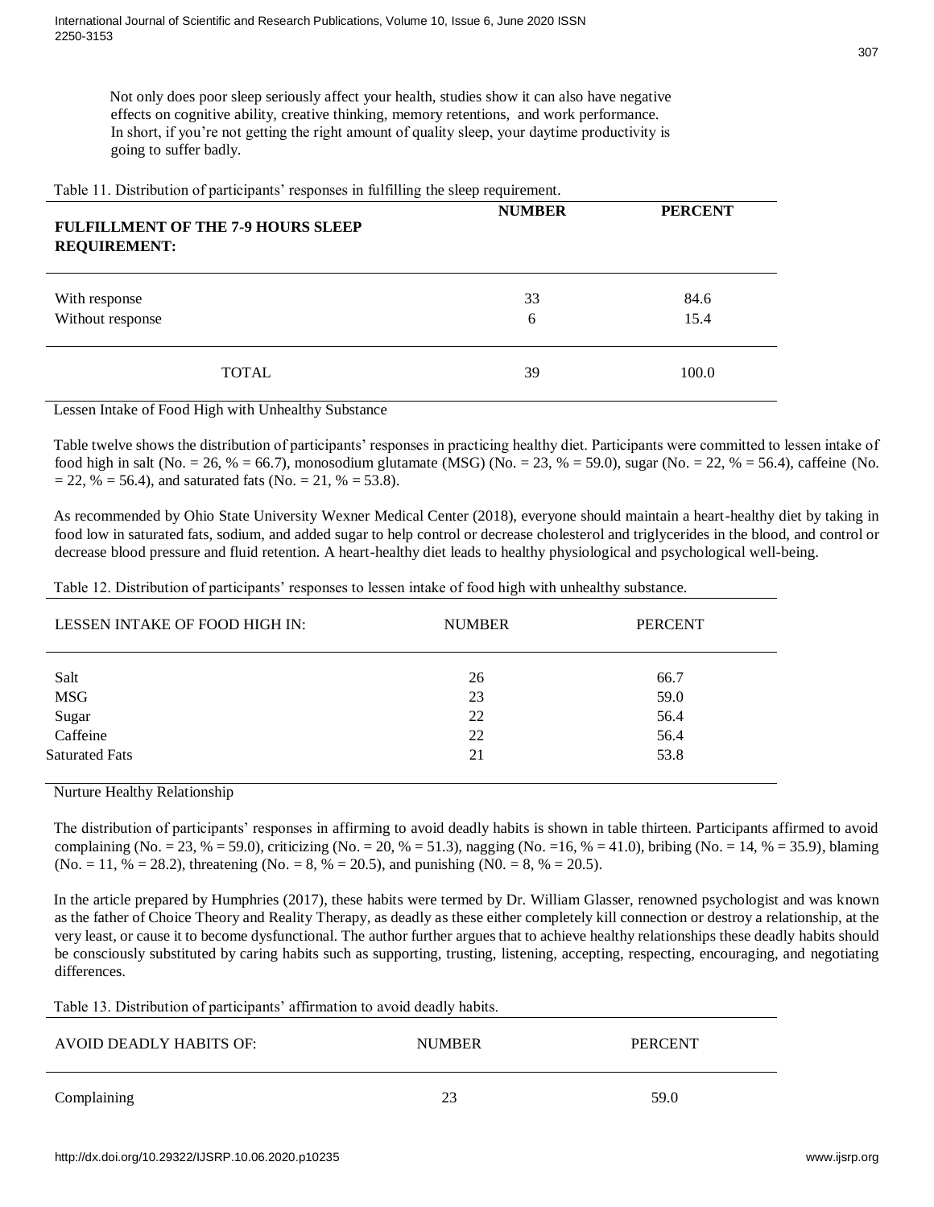Not only does poor sleep seriously affect your health, studies show it can also have negative effects on cognitive ability, creative thinking, memory retentions, and work performance. In short, if you're not getting the right amount of quality sleep, your daytime productivity is going to suffer badly.

Table 11. Distribution of participants' responses in fulfilling the sleep requirement.

| **FULFILLMENT OF THE 7-9 HOURS SLEEP REQUIREMENT:** | **NUMBER** | **PERCENT** |
|---|---|---|
| With response | 33 | 84.6 |
| Without response | 6 | 15.4 |
| TOTAL | 39 | 100.0 |

Lessen Intake of Food High with Unhealthy Substance

Table twelve shows the distribution of participants' responses in practicing healthy diet. Participants were committed to lessen intake of food high in salt (No. = 26, % = 66.7), monosodium glutamate (MSG) (No. = 23, % = 59.0), sugar (No. = 22, % = 56.4), caffeine (No. = 22, % = 56.4), and saturated fats (No. = 21, % = 53.8).

As recommended by Ohio State University Wexner Medical Center (2018), everyone should maintain a heart-healthy diet by taking in food low in saturated fats, sodium, and added sugar to help control or decrease cholesterol and triglycerides in the blood, and control or decrease blood pressure and fluid retention. A heart-healthy diet leads to healthy physiological and psychological well-being.

Table 12. Distribution of participants' responses to lessen intake of food high with unhealthy substance.

| LESSEN INTAKE OF FOOD HIGH IN: | NUMBER | PERCENT |
|---|---|---|
| Salt | 26 | 66.7 |
| MSG | 23 | 59.0 |
| Sugar | 22 | 56.4 |
| Caffeine | 22 | 56.4 |
| Saturated Fats | 21 | 53.8 |

Nurture Healthy Relationship

The distribution of participants' responses in affirming to avoid deadly habits is shown in table thirteen. Participants affirmed to avoid complaining (No. = 23, % = 59.0), criticizing (No. = 20, % = 51.3), nagging (No. =16, % = 41.0), bribing (No. = 14, % = 35.9), blaming (No. = 11, % = 28.2), threatening (No. = 8, % = 20.5), and punishing (N0. = 8, % = 20.5).

In the article prepared by Humphries (2017), these habits were termed by Dr. William Glasser, renowned psychologist and was known as the father of Choice Theory and Reality Therapy, as deadly as these either completely kill connection or destroy a relationship, at the very least, or cause it to become dysfunctional. The author further argues that to achieve healthy relationships these deadly habits should be consciously substituted by caring habits such as supporting, trusting, listening, accepting, respecting, encouraging, and negotiating differences.

Table 13. Distribution of participants' affirmation to avoid deadly habits.

| AVOID DEADLY HABITS OF: | NUMBER | PERCENT |
|---|---|---|
| Complaining | 23 | 59.0 |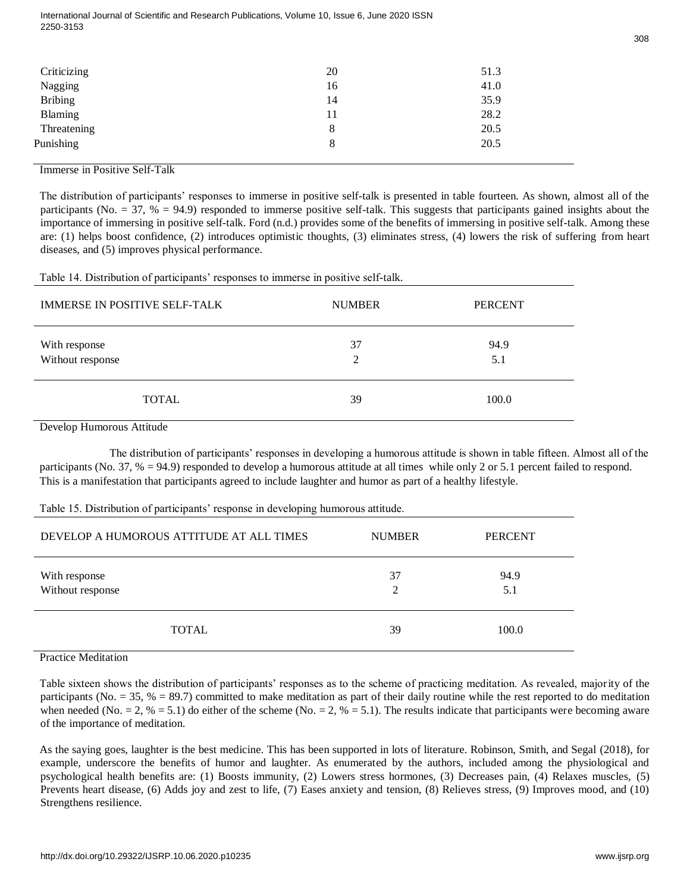| | | |
|---|---|---|
| Criticizing | 20 | 51.3 |
| Nagging | 16 | 41.0 |
| Bribing | 14 | 35.9 |
| Blaming | 11 | 28.2 |
| Threatening | 8 | 20.5 |
| Punishing | 8 | 20.5 |

### Immerse in Positive Self-Talk

The distribution of participants' responses to immerse in positive self-talk is presented in table fourteen. As shown, almost all of the participants (No. = 37, % = 94.9) responded to immerse positive self-talk. This suggests that participants gained insights about the importance of immersing in positive self-talk. Ford (n.d.) provides some of the benefits of immersing in positive self-talk. Among these are: (1) helps boost confidence, (2) introduces optimistic thoughts, (3) eliminates stress, (4) lowers the risk of suffering from heart diseases, and (5) improves physical performance.

Table 14. Distribution of participants' responses to immerse in positive self-talk.

| IMMERSE IN POSITIVE SELF-TALK | NUMBER | PERCENT |
|---|---|---|
| With response | 37 | 94.9 |
| Without response | 2 | 5.1 |
| TOTAL | 39 | 100.0 |

### Develop Humorous Attitude

The distribution of participants' responses in developing a humorous attitude is shown in table fifteen. Almost all of the participants (No. 37, % = 94.9) responded to develop a humorous attitude at all times while only 2 or 5.1 percent failed to respond. This is a manifestation that participants agreed to include laughter and humor as part of a healthy lifestyle.

Table 15. Distribution of participants' response in developing humorous attitude.

| DEVELOP A HUMOROUS ATTITUDE AT ALL TIMES | NUMBER | PERCENT |
|---|---|---|
| With response | 37 | 94.9 |
| Without response | 2 | 5.1 |
| TOTAL | 39 | 100.0 |

### Practice Meditation

Table sixteen shows the distribution of participants' responses as to the scheme of practicing meditation. As revealed, majority of the participants (No. = 35, % = 89.7) committed to make meditation as part of their daily routine while the rest reported to do meditation when needed (No. = 2, % = 5.1) do either of the scheme (No. = 2, % = 5.1). The results indicate that participants were becoming aware of the importance of meditation.

As the saying goes, laughter is the best medicine. This has been supported in lots of literature. Robinson, Smith, and Segal (2018), for example, underscore the benefits of humor and laughter. As enumerated by the authors, included among the physiological and psychological health benefits are: (1) Boosts immunity, (2) Lowers stress hormones, (3) Decreases pain, (4) Relaxes muscles, (5) Prevents heart disease, (6) Adds joy and zest to life, (7) Eases anxiety and tension, (8) Relieves stress, (9) Improves mood, and (10) Strengthens resilience.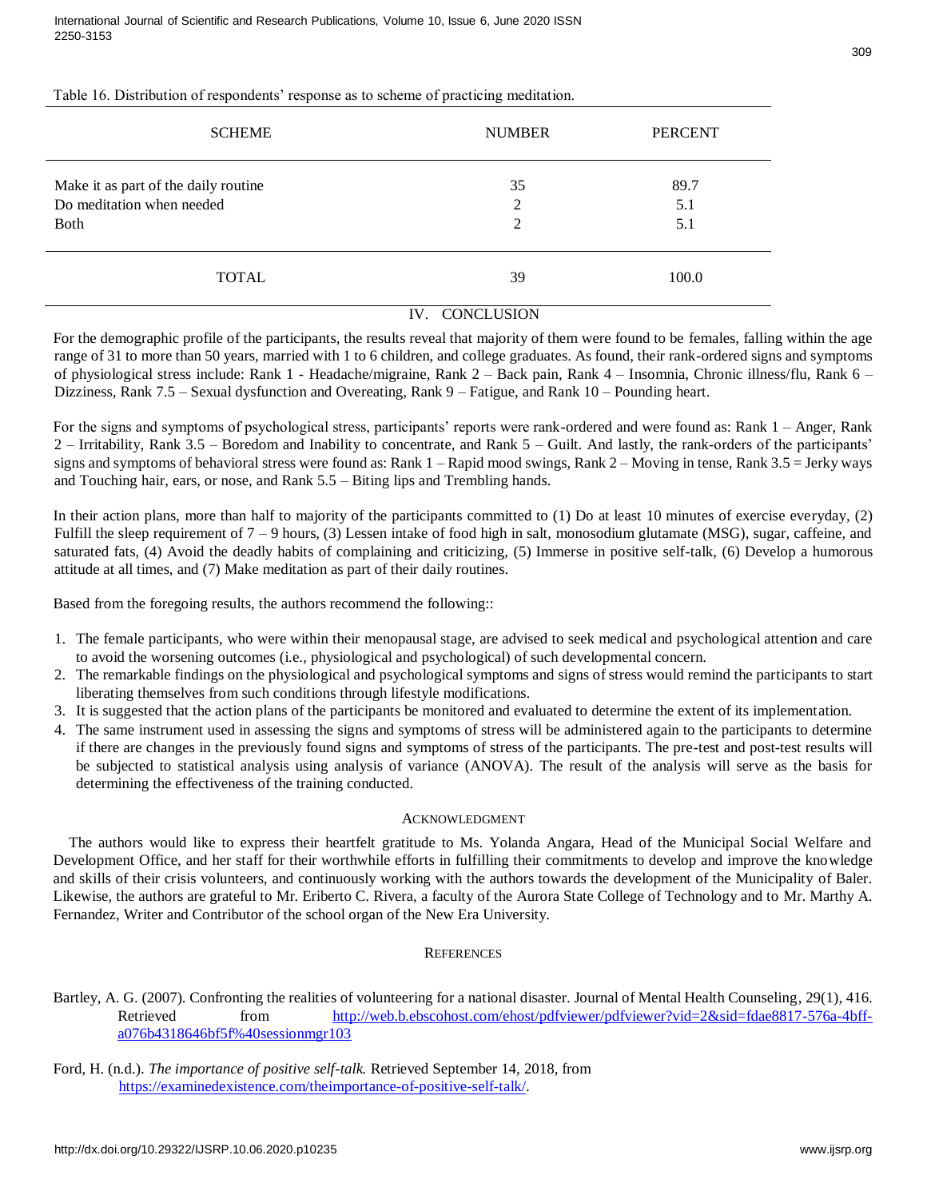Table 16. Distribution of respondents' response as to scheme of practicing meditation.

| SCHEME | NUMBER | PERCENT |
|---|---|---|
| Make it as part of the daily routine | 35 | 89.7 |
| Do meditation when needed | 2 | 5.1 |
| Both | 2 | 5.1 |
| TOTAL | 39 | 100.0 |

## IV. CONCLUSION

For the demographic profile of the participants, the results reveal that majority of them were found to be females, falling within the age range of 31 to more than 50 years, married with 1 to 6 children, and college graduates. As found, their rank-ordered signs and symptoms of physiological stress include: Rank 1 - Headache/migraine, Rank 2 – Back pain, Rank 4 – Insomnia, Chronic illness/flu, Rank 6 – Dizziness, Rank 7.5 – Sexual dysfunction and Overeating, Rank 9 – Fatigue, and Rank 10 – Pounding heart.

For the signs and symptoms of psychological stress, participants' reports were rank-ordered and were found as: Rank 1 – Anger, Rank 2 – Irritability, Rank 3.5 – Boredom and Inability to concentrate, and Rank 5 – Guilt. And lastly, the rank-orders of the participants' signs and symptoms of behavioral stress were found as: Rank 1 – Rapid mood swings, Rank 2 – Moving in tense, Rank 3.5 = Jerky ways and Touching hair, ears, or nose, and Rank 5.5 – Biting lips and Trembling hands.

In their action plans, more than half to majority of the participants committed to (1) Do at least 10 minutes of exercise everyday, (2) Fulfill the sleep requirement of 7 – 9 hours, (3) Lessen intake of food high in salt, monosodium glutamate (MSG), sugar, caffeine, and saturated fats, (4) Avoid the deadly habits of complaining and criticizing, (5) Immerse in positive self-talk, (6) Develop a humorous attitude at all times, and (7) Make meditation as part of their daily routines.

Based from the foregoing results, the authors recommend the following::

1. The female participants, who were within their menopausal stage, are advised to seek medical and psychological attention and care to avoid the worsening outcomes (i.e., physiological and psychological) of such developmental concern.
2. The remarkable findings on the physiological and psychological symptoms and signs of stress would remind the participants to start liberating themselves from such conditions through lifestyle modifications.
3. It is suggested that the action plans of the participants be monitored and evaluated to determine the extent of its implementation.
4. The same instrument used in assessing the signs and symptoms of stress will be administered again to the participants to determine if there are changes in the previously found signs and symptoms of stress of the participants. The pre-test and post-test results will be subjected to statistical analysis using analysis of variance (ANOVA). The result of the analysis will serve as the basis for determining the effectiveness of the training conducted.

## ACKNOWLEDGMENT

The authors would like to express their heartfelt gratitude to Ms. Yolanda Angara, Head of the Municipal Social Welfare and Development Office, and her staff for their worthwhile efforts in fulfilling their commitments to develop and improve the knowledge and skills of their crisis volunteers, and continuously working with the authors towards the development of the Municipality of Baler. Likewise, the authors are grateful to Mr. Eriberto C. Rivera, a faculty of the Aurora State College of Technology and to Mr. Marthy A. Fernandez, Writer and Contributor of the school organ of the New Era University.

## REFERENCES

Bartley, A. G. (2007). Confronting the realities of volunteering for a national disaster. Journal of Mental Health Counseling, 29(1), 416. Retrieved from http://web.b.ebscohost.com/ehost/pdfviewer/pdfviewer?vid=2&sid=fdae8817-576a-4bff-a076b4318646bf5f%40sessionmgr103

Ford, H. (n.d.). *The importance of positive self-talk.* Retrieved September 14, 2018, from https://examinedexistence.com/theimportance-of-positive-self-talk/.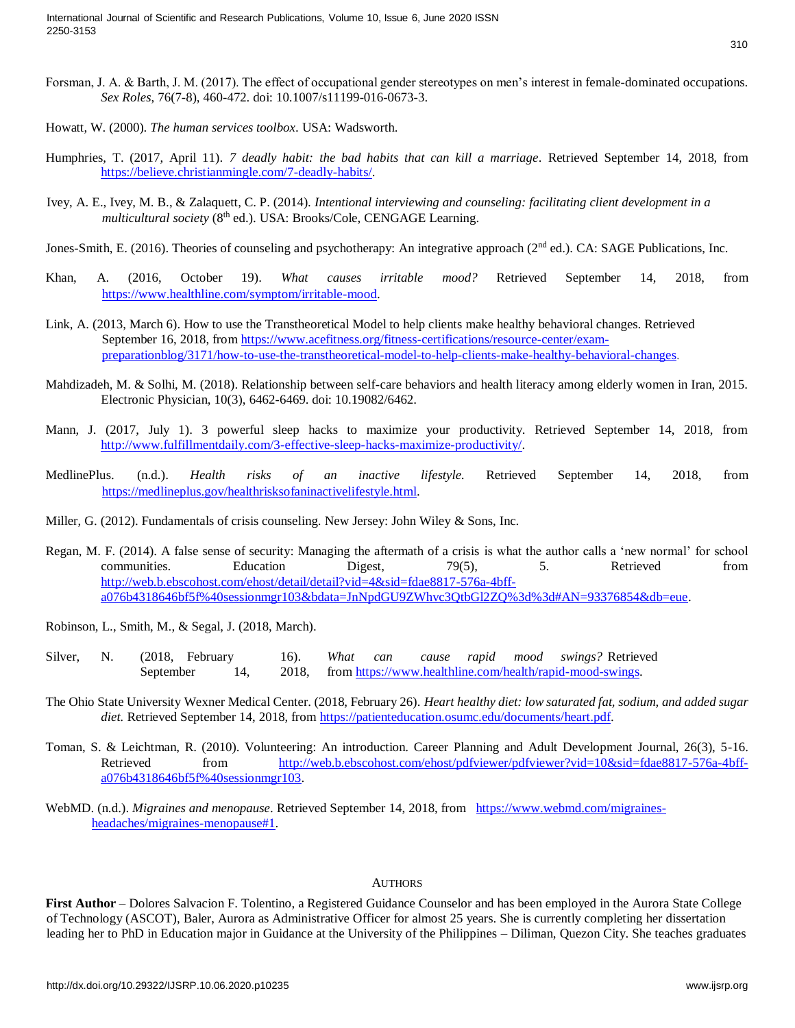Forsman, J. A. & Barth, J. M. (2017). The effect of occupational gender stereotypes on men's interest in female-dominated occupations. *Sex Roles*, 76(7-8), 460-472. doi: 10.1007/s11199-016-0673-3.

Howatt, W. (2000). *The human services toolbox*. USA: Wadsworth.

Humphries, T. (2017, April 11). *7 deadly habit: the bad habits that can kill a marriage*. Retrieved September 14, 2018, from https://believe.christianmingle.com/7-deadly-habits/.

Ivey, A. E., Ivey, M. B., & Zalaquett, C. P. (2014). *Intentional interviewing and counseling: facilitating client development in a multicultural society* (8th ed.). USA: Brooks/Cole, CENGAGE Learning.

Jones-Smith, E. (2016). Theories of counseling and psychotherapy: An integrative approach (2nd ed.). CA: SAGE Publications, Inc.

Khan, A. (2016, October 19). *What causes irritable mood?* Retrieved September 14, 2018, from https://www.healthline.com/symptom/irritable-mood.

Link, A. (2013, March 6). How to use the Transtheoretical Model to help clients make healthy behavioral changes. Retrieved September 16, 2018, from https://www.acefitness.org/fitness-certifications/resource-center/exam-preparationblog/3171/how-to-use-the-transtheoretical-model-to-help-clients-make-healthy-behavioral-changes.

Mahdizadeh, M. & Solhi, M. (2018). Relationship between self-care behaviors and health literacy among elderly women in Iran, 2015. Electronic Physician, 10(3), 6462-6469. doi: 10.19082/6462.

Mann, J. (2017, July 1). 3 powerful sleep hacks to maximize your productivity. Retrieved September 14, 2018, from http://www.fulfillmentdaily.com/3-effective-sleep-hacks-maximize-productivity/.

MedlinePlus. (n.d.). *Health risks of an inactive lifestyle.* Retrieved September 14, 2018, from https://medlineplus.gov/healthrisksofaninactivelifestyle.html.

Miller, G. (2012). Fundamentals of crisis counseling. New Jersey: John Wiley & Sons, Inc.

Regan, M. F. (2014). A false sense of security: Managing the aftermath of a crisis is what the author calls a 'new normal' for school communities. Education Digest, 79(5), 5. Retrieved from http://web.b.ebscohost.com/ehost/detail/detail?vid=4&sid=fdae8817-576a-4bff-a076b4318646bf5f%40sessionmgr103&bdata=JnNpdGU9ZWhvc3QtbGl2ZQ%3d%3d#AN=93376854&db=eue.

Robinson, L., Smith, M., & Segal, J. (2018, March).

Silver, N. (2018, February 16). *What can cause rapid mood swings?* Retrieved September 14, 2018, from https://www.healthline.com/health/rapid-mood-swings.

The Ohio State University Wexner Medical Center. (2018, February 26). *Heart healthy diet: low saturated fat, sodium, and added sugar diet.* Retrieved September 14, 2018, from https://patienteducation.osumc.edu/documents/heart.pdf.

Toman, S. & Leichtman, R. (2010). Volunteering: An introduction. Career Planning and Adult Development Journal, 26(3), 5-16. Retrieved from http://web.b.ebscohost.com/ehost/pdfviewer/pdfviewer?vid=10&sid=fdae8817-576a-4bff-a076b4318646bf5f%40sessionmgr103.

WebMD. (n.d.). *Migraines and menopause*. Retrieved September 14, 2018, from https://www.webmd.com/migraines-headaches/migraines-menopause#1.

## Authors

**First Author** – Dolores Salvacion F. Tolentino, a Registered Guidance Counselor and has been employed in the Aurora State College of Technology (ASCOT), Baler, Aurora as Administrative Officer for almost 25 years. She is currently completing her dissertation leading her to PhD in Education major in Guidance at the University of the Philippines – Diliman, Quezon City. She teaches graduates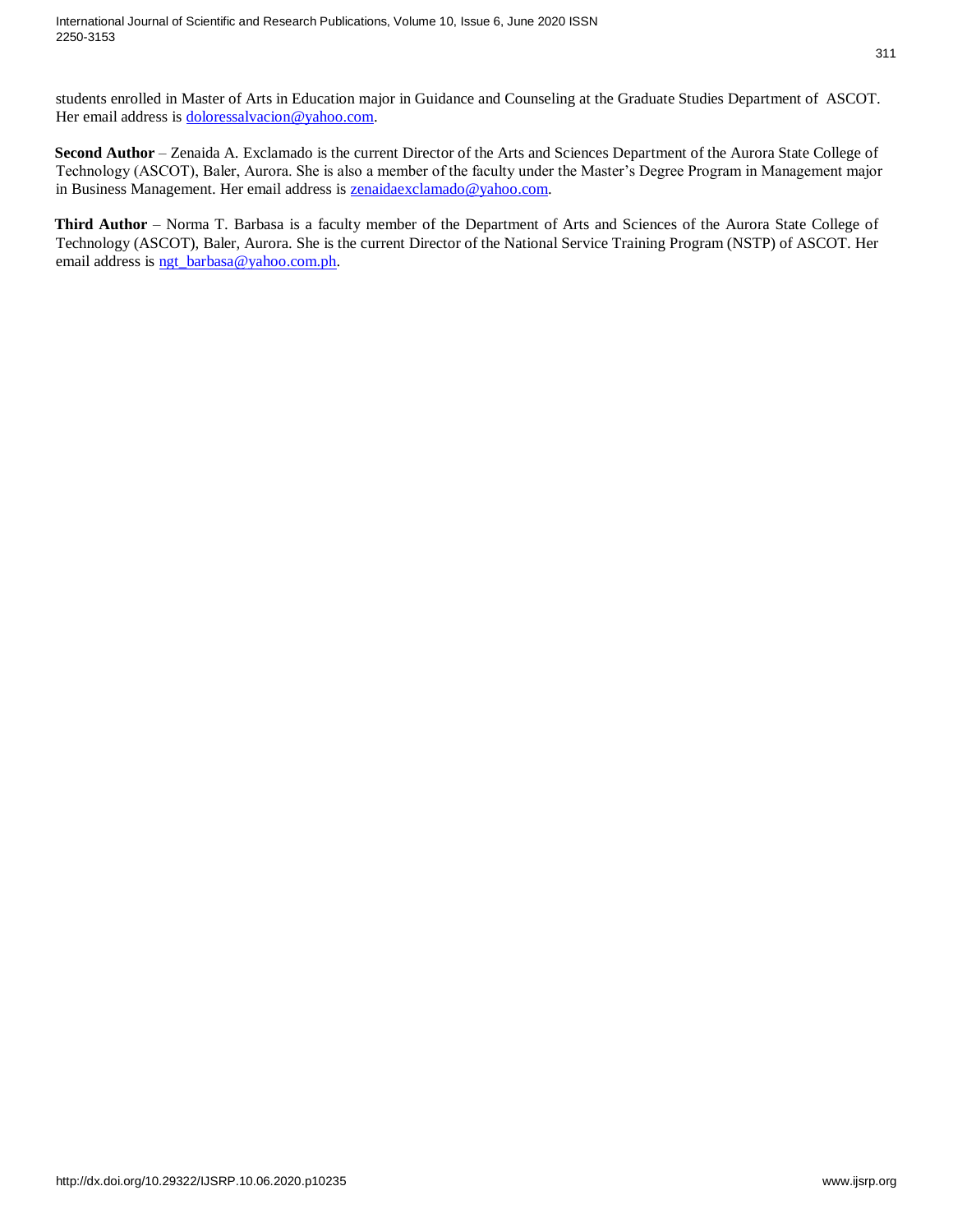students enrolled in Master of Arts in Education major in Guidance and Counseling at the Graduate Studies Department of ASCOT. Her email address is doloressalvacion@yahoo.com.

**Second Author** – Zenaida A. Exclamado is the current Director of the Arts and Sciences Department of the Aurora State College of Technology (ASCOT), Baler, Aurora. She is also a member of the faculty under the Master's Degree Program in Management major in Business Management. Her email address is zenaidaexclamado@yahoo.com.

**Third Author** – Norma T. Barbasa is a faculty member of the Department of Arts and Sciences of the Aurora State College of Technology (ASCOT), Baler, Aurora. She is the current Director of the National Service Training Program (NSTP) of ASCOT. Her email address is ngt_barbasa@yahoo.com.ph.